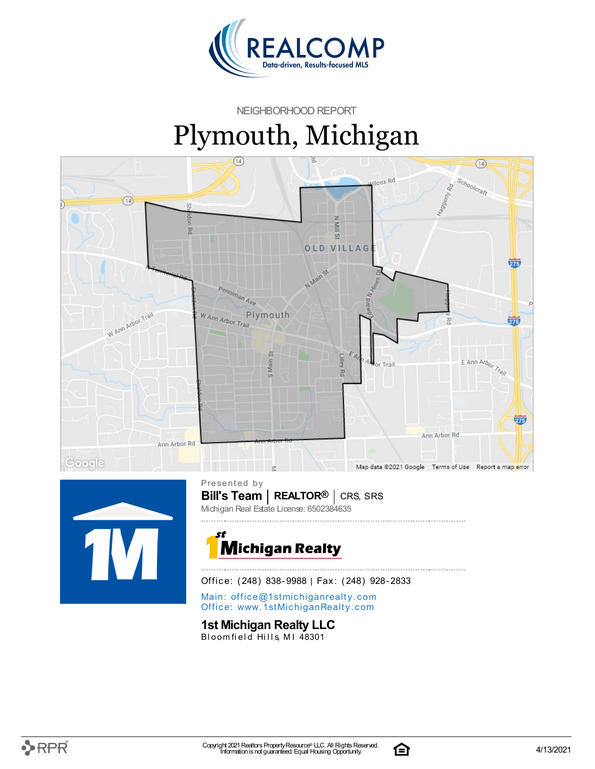NEIGHBORHOOD REPORT

# Plymouth, Michigan

Presented by

**Bill's Team** | **REALTOR®** | CRS, SRS

Michigan Real Estate License: 6502384635

Office: (248) 838-9988 | Fax: (248) 928-2833

Main: office@1stmichiganrealty.com
Office: www.1stMichiganRealty.com

**1st Michigan Realty LLC**
Bloomfield Hills, MI 48301

Copyright 2021 Realtors Property Resource® LLC. All Rights Reserved.
Information is not guaranteed. Equal Housing Opportunity.

4/13/2021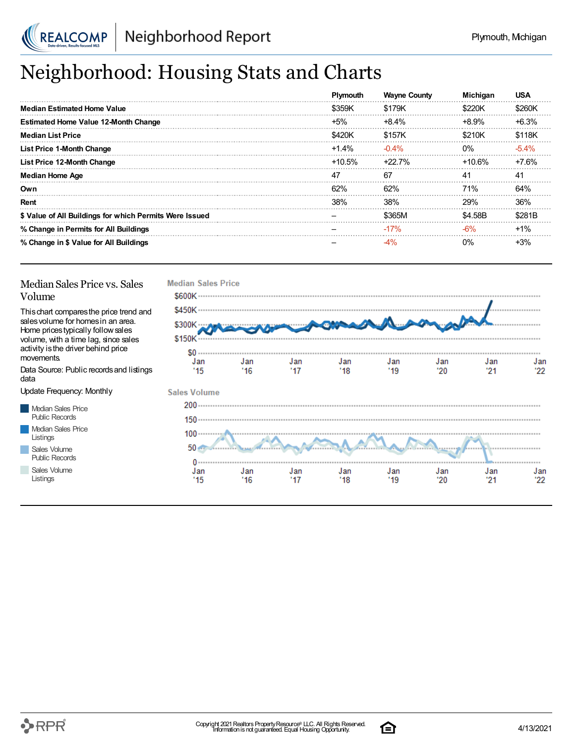# Neighborhood: Housing Stats and Charts

| | Plymouth | Wayne County | Michigan | USA |
|---|---|---|---|---|
| **Median Estimated Home Value** | $359K | $179K | $220K | $260K |
| **Estimated Home Value 12-Month Change** | +5% | +8.4% | +8.9% | +6.3% |
| **Median List Price** | $420K | $157K | $210K | $118K |
| **List Price 1-Month Change** | +1.4% | -0.4% | 0% | -5.4% |
| **List Price 12-Month Change** | +10.5% | +22.7% | +10.6% | +7.6% |
| **Median Home Age** | 47 | 67 | 41 | 41 |
| **Own** | 62% | 62% | 71% | 64% |
| **Rent** | 38% | 38% | 29% | 36% |
| **$ Value of All Buildings for which Permits Were Issued** | – | $365M | $4.58B | $281B |
| **% Change in Permits for All Buildings** | – | -17% | -6% | +1% |
| **% Change in $ Value for All Buildings** | – | -4% | 0% | +3% |

## Median Sales Price vs. Sales Volume

This chart compares the price trend and sales volume for homes in an area. Home prices typically follow sales volume, with a time lag, since sales activity is the driver behind price movements.

Data Source: Public records and listings data

Update Frequency: Monthly

- Median Sales Price Public Records
- Median Sales Price Listings
- Sales Volume Public Records
- Sales Volume Listings

**Median Sales Price**

$600K, $450K, $300K, $150K, $0

Jan '15, Jan '16, Jan '17, Jan '18, Jan '19, Jan '20, Jan '21, Jan '22

**Sales Volume**

200, 150, 100, 50, 0

Jan '15, Jan '16, Jan '17, Jan '18, Jan '19, Jan '20, Jan '21, Jan '22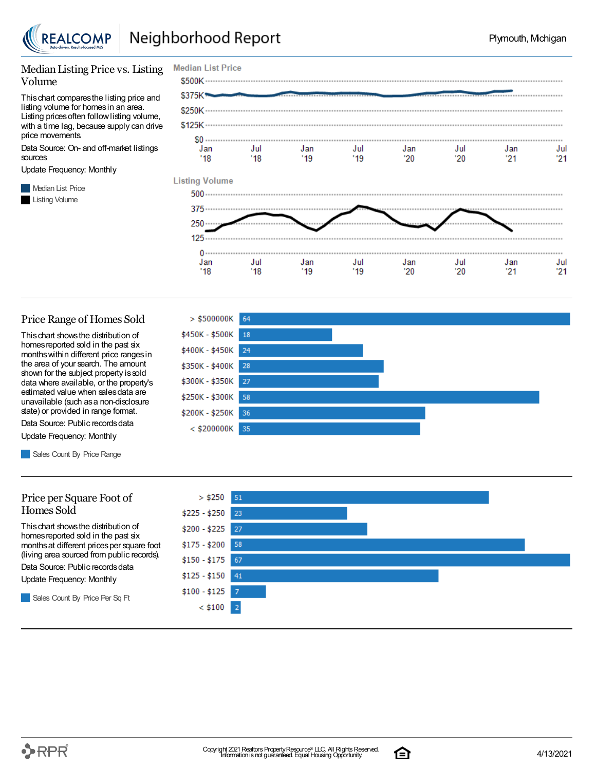# Neighborhood Report

Plymouth, Michigan

## Median Listing Price vs. Listing Volume

This chart compares the listing price and listing volume for homes in an area. Listing prices often follow listing volume, with a time lag, because supply can drive price movements.

Data Source: On- and off-market listings sources

Update Frequency: Monthly

- Median List Price
- Listing Volume

## Price Range of Homes Sold

This chart shows the distribution of homes reported sold in the past six months within different price ranges in the area of your search. The amount shown for the subject property is sold data where available, or the property's estimated value when sales data are unavailable (such as a non-disclosure state) or provided in range format.

Data Source: Public records data

Update Frequency: Monthly

- Sales Count By Price Range

| Price Range | Sales Count |
|---|---|
| > $500000K | 64 |
| $450K - $500K | 18 |
| $400K - $450K | 24 |
| $350K - $400K | 28 |
| $300K - $350K | 27 |
| $250K - $300K | 58 |
| $200K - $250K | 36 |
| < $200000K | 35 |

## Price per Square Foot of Homes Sold

This chart shows the distribution of homes reported sold in the past six months at different prices per square foot (living area sourced from public records).

Data Source: Public records data

Update Frequency: Monthly

- Sales Count By Price Per Sq Ft

| Price per Sq Ft | Sales Count |
|---|---|
| > $250 | 51 |
| $225 - $250 | 23 |
| $200 - $225 | 27 |
| $175 - $200 | 58 |
| $150 - $175 | 67 |
| $125 - $150 | 41 |
| $100 - $125 | 7 |
| < $100 | 2 |

Copyright 2021 Realtors Property Resource® LLC. All Rights Reserved. Information is not guaranteed. Equal Housing Opportunity.

4/13/2021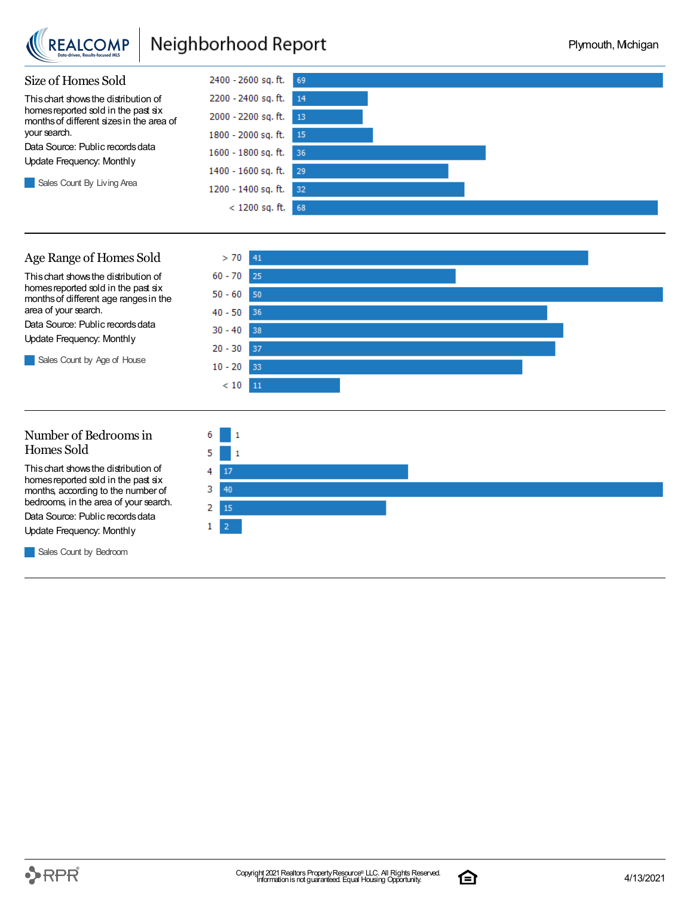## Size of Homes Sold

This chart shows the distribution of homes reported sold in the past six months of different sizes in the area of your search.

Data Source: Public records data

Update Frequency: Monthly

Sales Count By Living Area

| Living Area | Sales Count |
|---|---|
| 2400 - 2600 sq. ft. | 69 |
| 2200 - 2400 sq. ft. | 14 |
| 2000 - 2200 sq. ft. | 13 |
| 1800 - 2000 sq. ft. | 15 |
| 1600 - 1800 sq. ft. | 36 |
| 1400 - 1600 sq. ft. | 29 |
| 1200 - 1400 sq. ft. | 32 |
| < 1200 sq. ft. | 68 |

## Age Range of Homes Sold

This chart shows the distribution of homes reported sold in the past six months of different age ranges in the area of your search.

Data Source: Public records data

Update Frequency: Monthly

Sales Count by Age of House

| Age of House | Sales Count |
|---|---|
| > 70 | 41 |
| 60 - 70 | 25 |
| 50 - 60 | 50 |
| 40 - 50 | 36 |
| 30 - 40 | 38 |
| 20 - 30 | 37 |
| 10 - 20 | 33 |
| < 10 | 11 |

## Number of Bedrooms in Homes Sold

This chart shows the distribution of homes reported sold in the past six months, according to the number of bedrooms, in the area of your search.

Data Source: Public records data

Update Frequency: Monthly

Sales Count by Bedroom

| Bedrooms | Sales Count |
|---|---|
| 6 | 1 |
| 5 | 1 |
| 4 | 17 |
| 3 | 40 |
| 2 | 15 |
| 1 | 2 |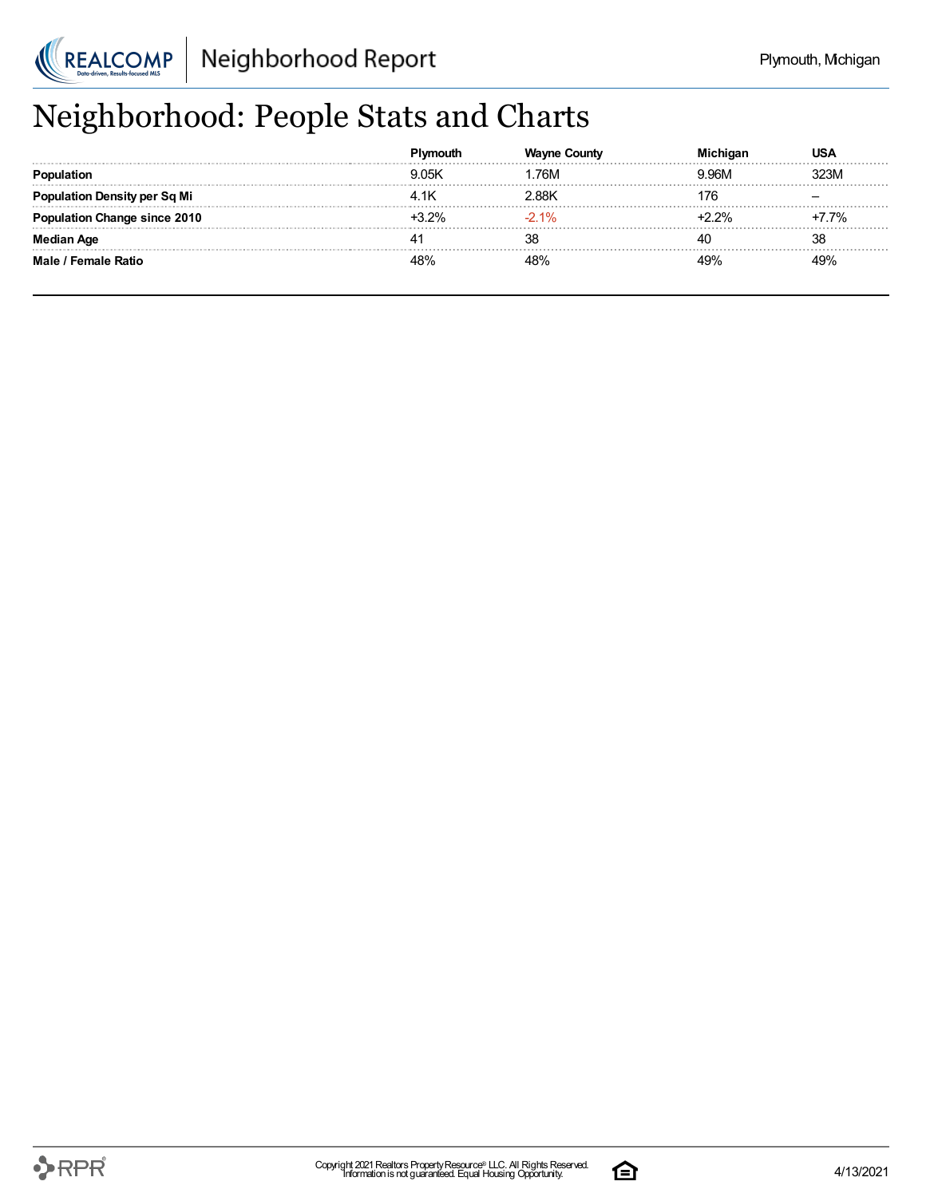# Neighborhood: People Stats and Charts

| | Plymouth | Wayne County | Michigan | USA |
|---|---|---|---|---|
| **Population** | 9.05K | 1.76M | 9.96M | 323M |
| **Population Density per Sq Mi** | 4.1K | 2.88K | 176 | – |
| **Population Change since 2010** | +3.2% | -2.1% | +2.2% | +7.7% |
| **Median Age** | 41 | 38 | 40 | 38 |
| **Male / Female Ratio** | 48% | 48% | 49% | 49% |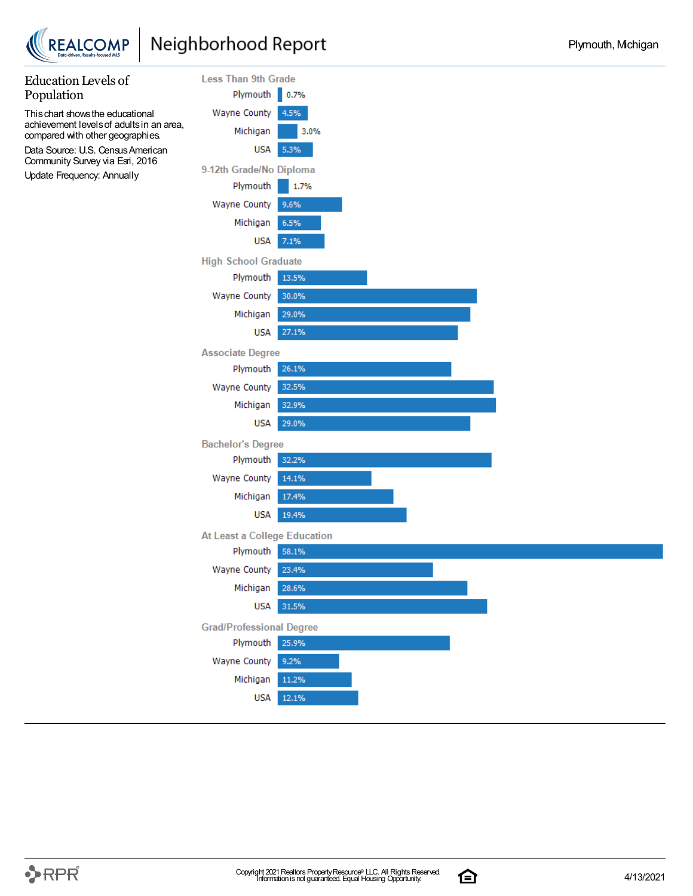## Education Levels of Population

This chart shows the educational achievement levels of adults in an area, compared with other geographies.

Data Source: U.S. Census American Community Survey via Esri, 2016

Update Frequency: Annually

| Education Level | Plymouth | Wayne County | Michigan | USA |
|---|---|---|---|---|
| Less Than 9th Grade | 0.7% | 4.5% | 3.0% | 5.3% |
| 9-12th Grade/No Diploma | 1.7% | 9.6% | 6.5% | 7.1% |
| High School Graduate | 13.5% | 30.0% | 29.0% | 27.1% |
| Associate Degree | 26.1% | 32.5% | 32.9% | 29.0% |
| Bachelor's Degree | 32.2% | 14.1% | 17.4% | 19.4% |
| At Least a College Education | 58.1% | 23.4% | 28.6% | 31.5% |
| Grad/Professional Degree | 25.9% | 9.2% | 11.2% | 12.1% |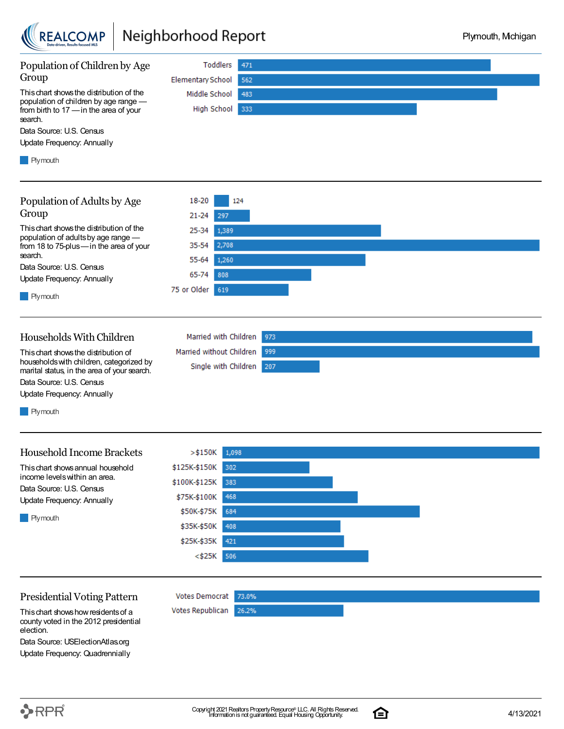## Population of Children by Age Group

This chart shows the distribution of the population of children by age range — from birth to 17 — in the area of your search.

Data Source: U.S. Census

Update Frequency: Annually

Plymouth

| Age Group | Plymouth |
| --- | --- |
| Toddlers | 471 |
| Elementary School | 562 |
| Middle School | 483 |
| High School | 333 |

## Population of Adults by Age Group

This chart shows the distribution of the population of adults by age range — from 18 to 75-plus — in the area of your search.

Data Source: U.S. Census

Update Frequency: Annually

Plymouth

| Age Group | Plymouth |
| --- | --- |
| 18-20 | 124 |
| 21-24 | 297 |
| 25-34 | 1,389 |
| 35-54 | 2,708 |
| 55-64 | 1,260 |
| 65-74 | 808 |
| 75 or Older | 619 |

## Households With Children

This chart shows the distribution of households with children, categorized by marital status, in the area of your search.

Data Source: U.S. Census

Update Frequency: Annually

Plymouth

| Household Type | Plymouth |
| --- | --- |
| Married with Children | 973 |
| Married without Children | 999 |
| Single with Children | 207 |

## Household Income Brackets

This chart shows annual household income levels within an area.

Data Source: U.S. Census

Update Frequency: Annually

Plymouth

| Income Bracket | Plymouth |
| --- | --- |
| >$150K | 1,098 |
| $125K-$150K | 302 |
| $100K-$125K | 383 |
| $75K-$100K | 468 |
| $50K-$75K | 684 |
| $35K-$50K | 408 |
| $25K-$35K | 421 |
| <$25K | 506 |

## Presidential Voting Pattern

This chart shows how residents of a county voted in the 2012 presidential election.

Data Source: USElectionAtlas.org

Update Frequency: Quadrennially

| Vote | Percent |
| --- | --- |
| Votes Democrat | 73.0% |
| Votes Republican | 26.2% |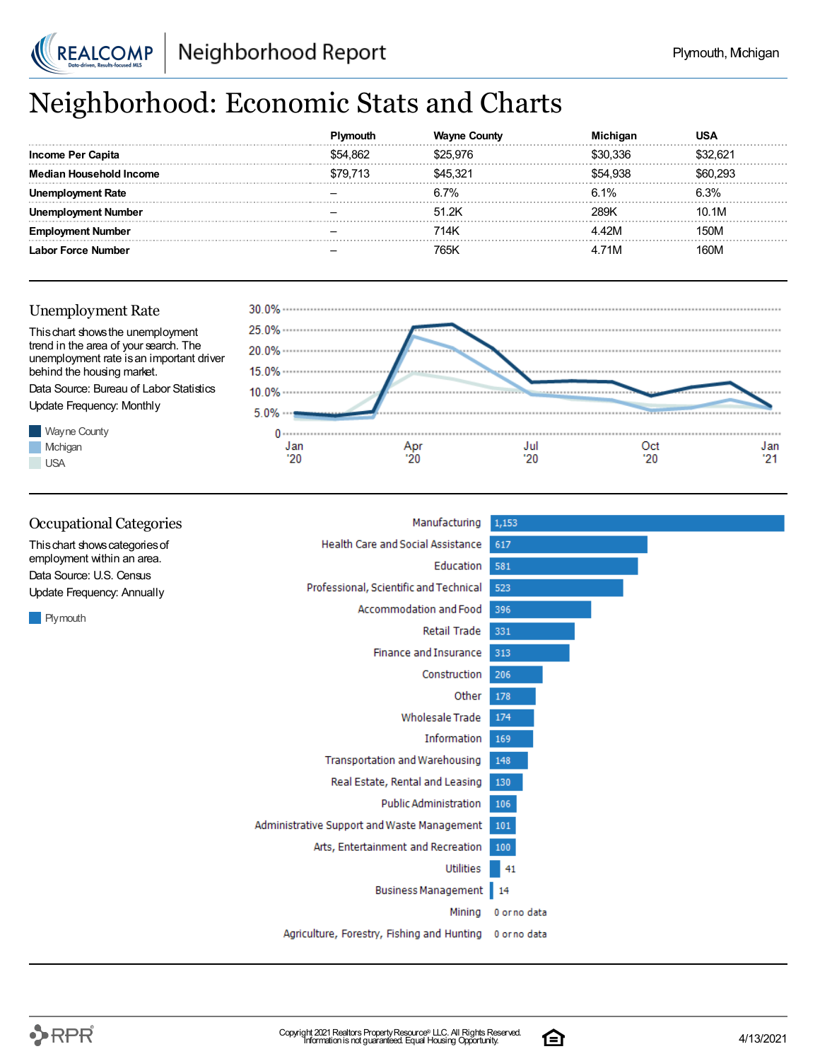# Neighborhood: Economic Stats and Charts

| | Plymouth | Wayne County | Michigan | USA |
|---|---|---|---|---|
| **Income Per Capita** | $54,862 | $25,976 | $30,336 | $32,621 |
| **Median Household Income** | $79,713 | $45,321 | $54,938 | $60,293 |
| **Unemployment Rate** | – | 6.7% | 6.1% | 6.3% |
| **Unemployment Number** | – | 51.2K | 289K | 10.1M |
| **Employment Number** | – | 714K | 4.42M | 150M |
| **Labor Force Number** | – | 765K | 4.71M | 160M |

## Unemployment Rate

This chart shows the unemployment trend in the area of your search. The unemployment rate is an important driver behind the housing market.

Data Source: Bureau of Labor Statistics

Update Frequency: Monthly

Wayne County
Michigan
USA

30.0%
25.0%
20.0%
15.0%
10.0%
5.0%
0

Jan '20 | Apr '20 | Jul '20 | Oct '20 | Jan '21

## Occupational Categories

This chart shows categories of employment within an area.

Data Source: U.S. Census

Update Frequency: Annually

Plymouth

| Category | Plymouth |
|---|---|
| Manufacturing | 1,153 |
| Health Care and Social Assistance | 617 |
| Education | 581 |
| Professional, Scientific and Technical | 523 |
| Accommodation and Food | 396 |
| Retail Trade | 331 |
| Finance and Insurance | 313 |
| Construction | 206 |
| Other | 178 |
| Wholesale Trade | 174 |
| Information | 169 |
| Transportation and Warehousing | 148 |
| Real Estate, Rental and Leasing | 130 |
| Public Administration | 106 |
| Administrative Support and Waste Management | 101 |
| Arts, Entertainment and Recreation | 100 |
| Utilities | 41 |
| Business Management | 14 |
| Mining | 0 or no data |
| Agriculture, Forestry, Fishing and Hunting | 0 or no data |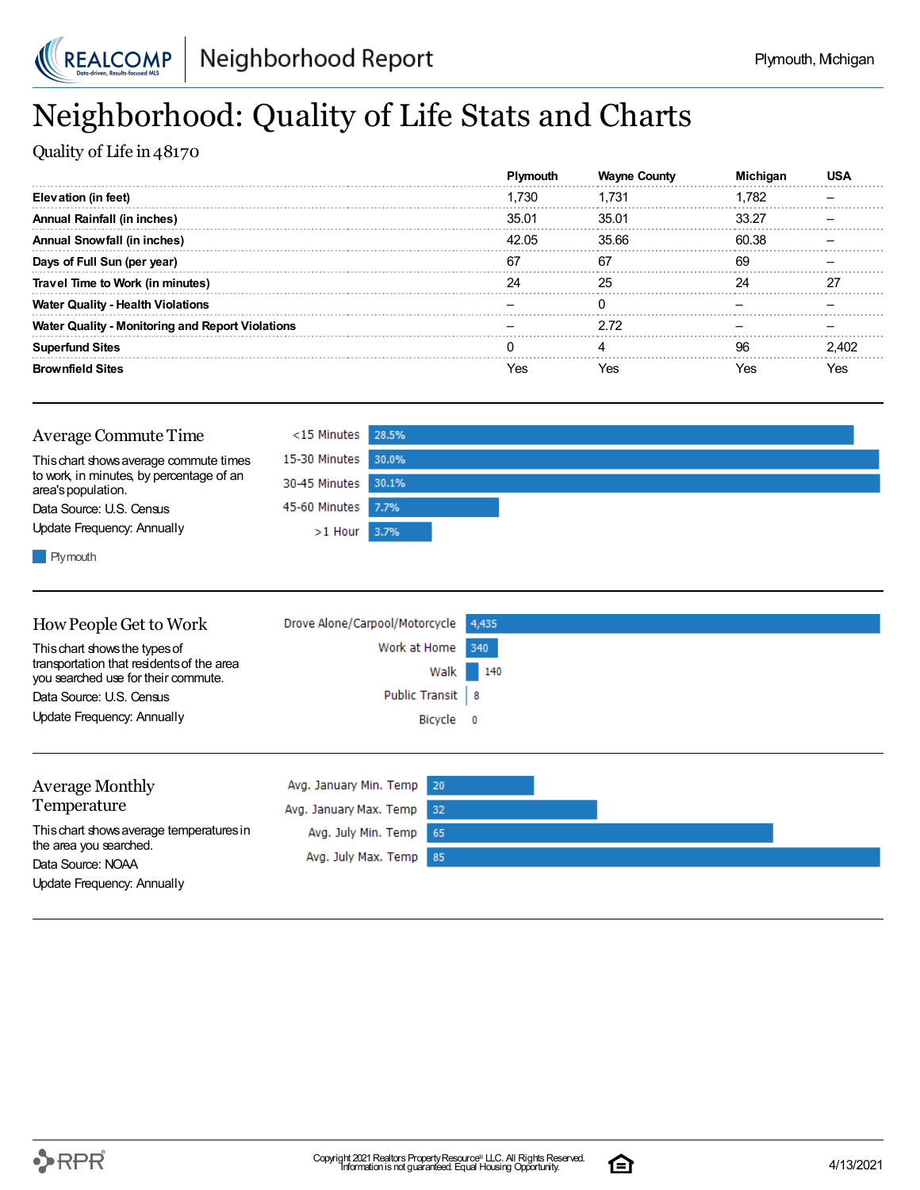# Neighborhood: Quality of Life Stats and Charts

Quality of Life in 48170

| | Plymouth | Wayne County | Michigan | USA |
|---|---|---|---|---|
| **Elevation (in feet)** | 1,730 | 1,731 | 1,782 | – |
| **Annual Rainfall (in inches)** | 35.01 | 35.01 | 33.27 | – |
| **Annual Snowfall (in inches)** | 42.05 | 35.66 | 60.38 | – |
| **Days of Full Sun (per year)** | 67 | 67 | 69 | – |
| **Travel Time to Work (in minutes)** | 24 | 25 | 24 | 27 |
| **Water Quality - Health Violations** | – | 0 | – | – |
| **Water Quality - Monitoring and Report Violations** | – | 2.72 | – | – |
| **Superfund Sites** | 0 | 4 | 96 | 2,402 |
| **Brownfield Sites** | Yes | Yes | Yes | Yes |

## Average Commute Time

This chart shows average commute times to work, in minutes, by percentage of an area's population.

Data Source: U.S. Census

Update Frequency: Annually

| Commute Time | Plymouth |
|---|---|
| <15 Minutes | 28.5% |
| 15-30 Minutes | 30.0% |
| 30-45 Minutes | 30.1% |
| 45-60 Minutes | 7.7% |
| >1 Hour | 3.7% |

## How People Get to Work

This chart shows the types of transportation that residents of the area you searched use for their commute.

Data Source: U.S. Census

Update Frequency: Annually

| Transportation | Count |
|---|---|
| Drove Alone/Carpool/Motorcycle | 4,435 |
| Work at Home | 340 |
| Walk | 140 |
| Public Transit | 8 |
| Bicycle | 0 |

## Average Monthly Temperature

This chart shows average temperatures in the area you searched.

Data Source: NOAA

Update Frequency: Annually

| Measure | Temp |
|---|---|
| Avg. January Min. Temp | 20 |
| Avg. January Max. Temp | 32 |
| Avg. July Min. Temp | 65 |
| Avg. July Max. Temp | 85 |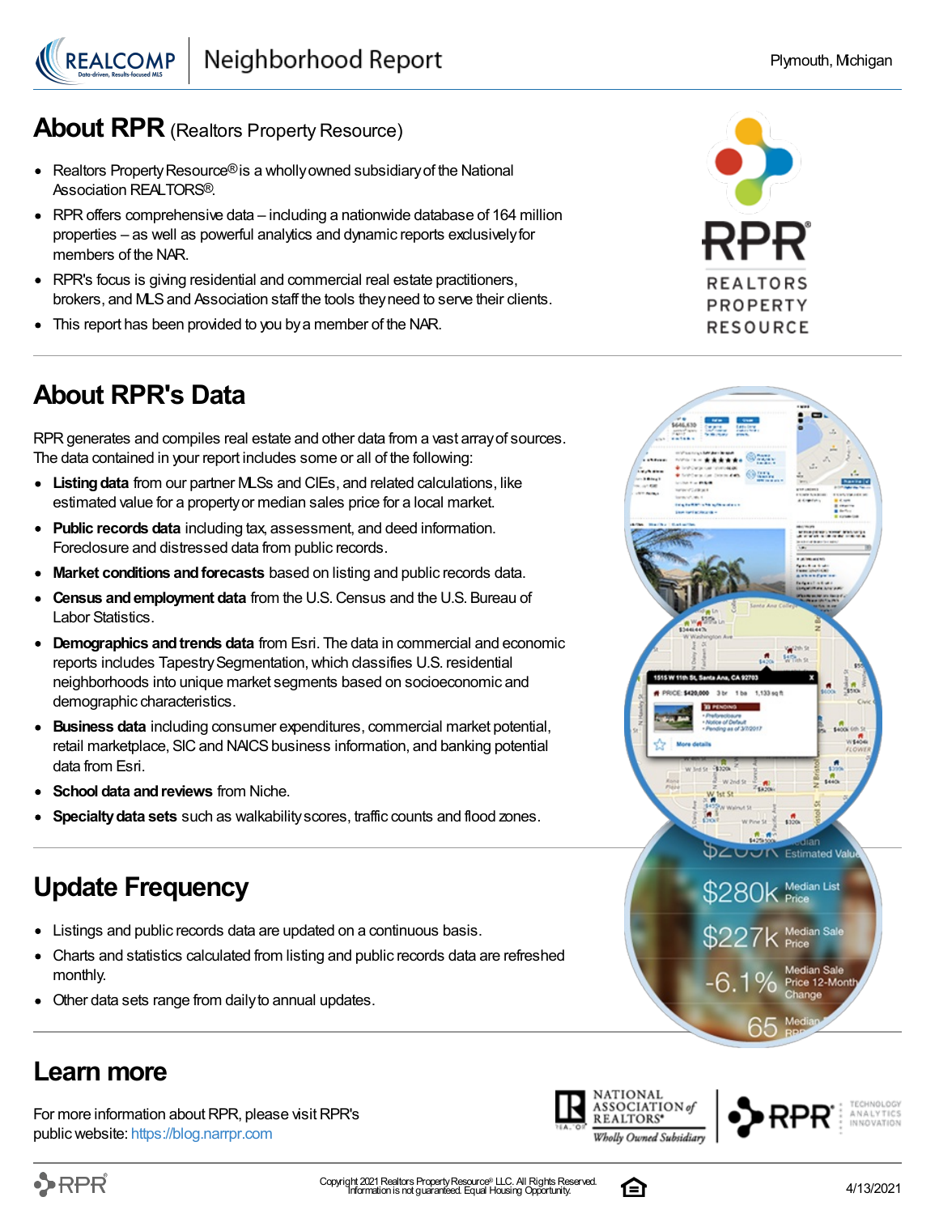# About RPR (Realtors Property Resource)

- Realtors Property Resource® is a wholly owned subsidiary of the National Association REALTORS®.
- RPR offers comprehensive data – including a nationwide database of 164 million properties – as well as powerful analytics and dynamic reports exclusively for members of the NAR.
- RPR's focus is giving residential and commercial real estate practitioners, brokers, and MLS and Association staff the tools they need to serve their clients.
- This report has been provided to you by a member of the NAR.

# About RPR's Data

RPR generates and compiles real estate and other data from a vast array of sources. The data contained in your report includes some or all of the following:

- **Listing data** from our partner MLSs and CIEs, and related calculations, like estimated value for a property or median sales price for a local market.
- **Public records data** including tax, assessment, and deed information. Foreclosure and distressed data from public records.
- **Market conditions and forecasts** based on listing and public records data.
- **Census and employment data** from the U.S. Census and the U.S. Bureau of Labor Statistics.
- **Demographics and trends data** from Esri. The data in commercial and economic reports includes Tapestry Segmentation, which classifies U.S. residential neighborhoods into unique market segments based on socioeconomic and demographic characteristics.
- **Business data** including consumer expenditures, commercial market potential, retail marketplace, SIC and NAICS business information, and banking potential data from Esri.
- **School data and reviews** from Niche.
- **Specialty data sets** such as walkability scores, traffic counts and flood zones.

# Update Frequency

- Listings and public records data are updated on a continuous basis.
- Charts and statistics calculated from listing and public records data are refreshed monthly.
- Other data sets range from daily to annual updates.

# Learn more

For more information about RPR, please visit RPR's public website: https://blog.narrpr.com

Copyright 2021 Realtors Property Resource® LLC. All Rights Reserved.
Information is not guaranteed. Equal Housing Opportunity.